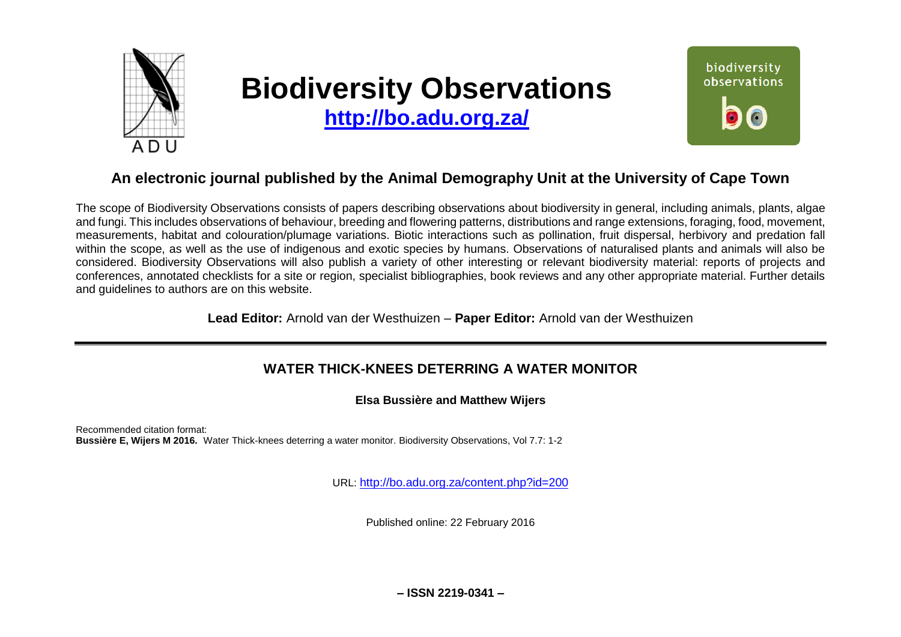# Biodiversity Observations

**http://bo.adu.org.za/**

biodiversity observations

## An electronic journal published by the Animal Demography Unit at the University of Cape Town

The scope of Biodiversity Observations consists of papers describing observations about biodiversity in general, including animals, plants, algae and fungi. This includes observations of behaviour, breeding and flowering patterns, distributions and range extensions, foraging, food, movement, measurements, habitat and colouration/plumage variations. Biotic interactions such as pollination, fruit dispersal, herbivory and predation fall within the scope, as well as the use of indigenous and exotic species by humans. Observations of naturalised plants and animals will also be considered. Biodiversity Observations will also publish a variety of other interesting or relevant biodiversity material: reports of projects and conferences, annotated checklists for a site or region, specialist bibliographies, book reviews and any other appropriate material. Further details and guidelines to authors are on this website.

**Lead Editor:** Arnold van der Westhuizen – **Paper Editor:** Arnold van der Westhuizen

---

## WATER THICK-KNEES DETERRING A WATER MONITOR

**Elsa Bussière and Matthew Wijers**

Recommended citation format:
**Bussière E, Wijers M 2016.** Water Thick-knees deterring a water monitor. Biodiversity Observations, Vol 7.7: 1-2

URL: http://bo.adu.org.za/content.php?id=200

Published online: 22 February 2016

**– ISSN 2219-0341 –**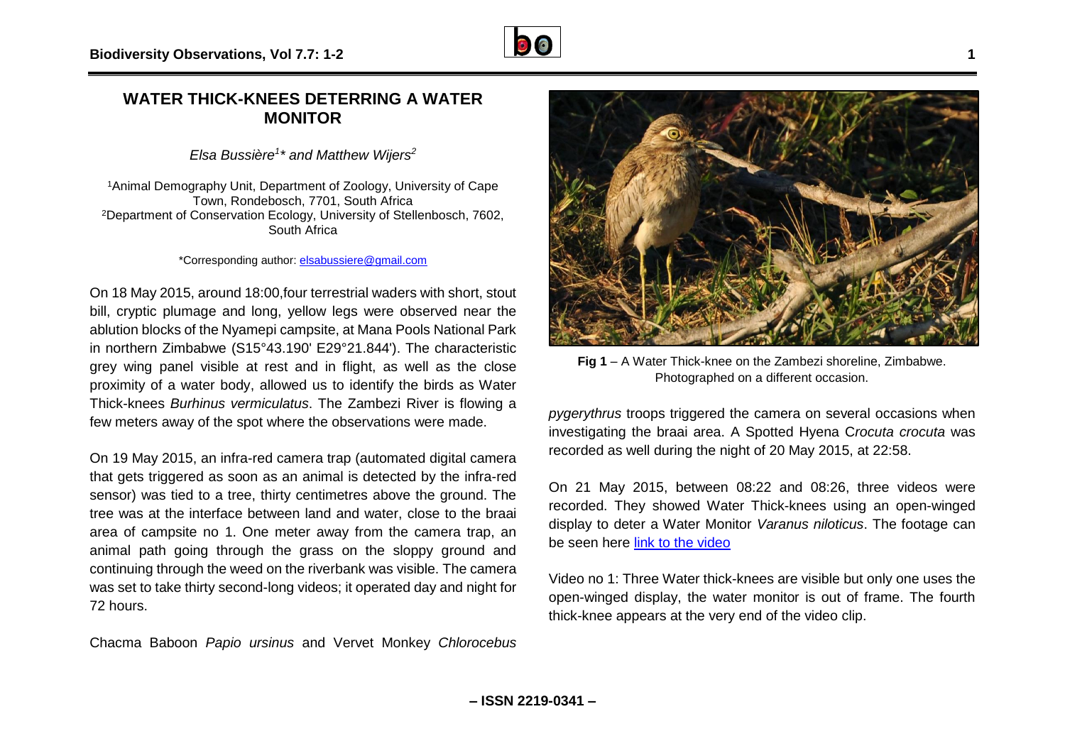# WATER THICK-KNEES DETERRING A WATER MONITOR

*Elsa Bussière[1]\* and Matthew Wijers[2]*

[1]Animal Demography Unit, Department of Zoology, University of Cape Town, Rondebosch, 7701, South Africa
[2]Department of Conservation Ecology, University of Stellenbosch, 7602, South Africa

\*Corresponding author: elsabussiere@gmail.com

On 18 May 2015, around 18:00,four terrestrial waders with short, stout bill, cryptic plumage and long, yellow legs were observed near the ablution blocks of the Nyamepi campsite, at Mana Pools National Park in northern Zimbabwe (S15°43.190' E29°21.844'). The characteristic grey wing panel visible at rest and in flight, as well as the close proximity of a water body, allowed us to identify the birds as Water Thick-knees *Burhinus vermiculatus*. The Zambezi River is flowing a few meters away of the spot where the observations were made.

On 19 May 2015, an infra-red camera trap (automated digital camera that gets triggered as soon as an animal is detected by the infra-red sensor) was tied to a tree, thirty centimetres above the ground. The tree was at the interface between land and water, close to the braai area of campsite no 1. One meter away from the camera trap, an animal path going through the grass on the sloppy ground and continuing through the weed on the riverbank was visible. The camera was set to take thirty second-long videos; it operated day and night for 72 hours.

Chacma Baboon *Papio ursinus* and Vervet Monkey *Chlorocebus pygerythrus* troops triggered the camera on several occasions when investigating the braai area. A Spotted Hyena C*rocuta crocuta* was recorded as well during the night of 20 May 2015, at 22:58.

**Fig 1** – A Water Thick-knee on the Zambezi shoreline, Zimbabwe. Photographed on a different occasion.

On 21 May 2015, between 08:22 and 08:26, three videos were recorded. They showed Water Thick-knees using an open-winged display to deter a Water Monitor *Varanus niloticus*. The footage can be seen here [link to the video]

Video no 1: Three Water thick-knees are visible but only one uses the open-winged display, the water monitor is out of frame. The fourth thick-knee appears at the very end of the video clip.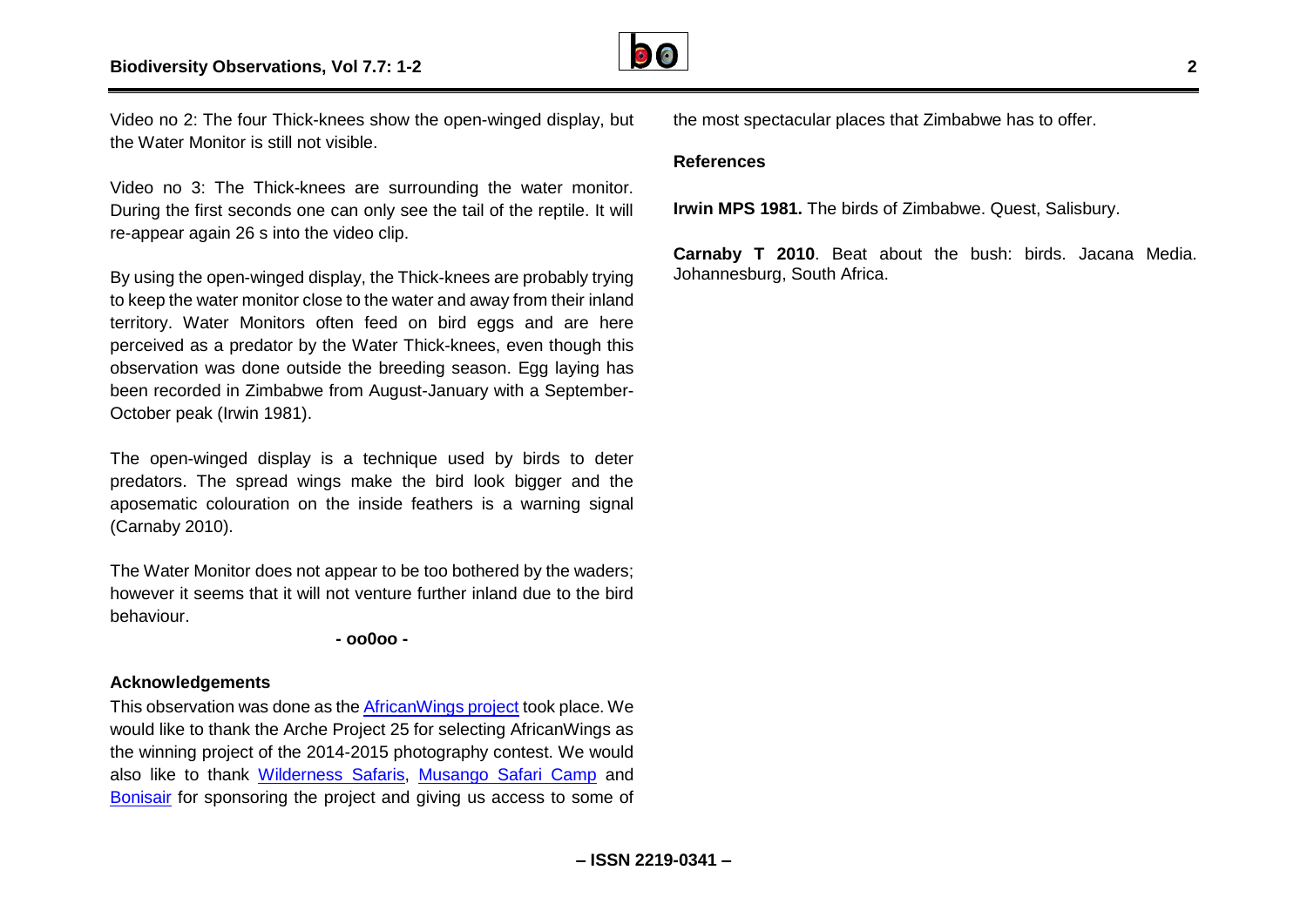Video no 2: The four Thick-knees show the open-winged display, but the Water Monitor is still not visible.

Video no 3: The Thick-knees are surrounding the water monitor. During the first seconds one can only see the tail of the reptile. It will re-appear again 26 s into the video clip.

By using the open-winged display, the Thick-knees are probably trying to keep the water monitor close to the water and away from their inland territory. Water Monitors often feed on bird eggs and are here perceived as a predator by the Water Thick-knees, even though this observation was done outside the breeding season. Egg laying has been recorded in Zimbabwe from August-January with a September-October peak (Irwin 1981).

The open-winged display is a technique used by birds to deter predators. The spread wings make the bird look bigger and the aposematic colouration on the inside feathers is a warning signal (Carnaby 2010).

The Water Monitor does not appear to be too bothered by the waders; however it seems that it will not venture further inland due to the bird behaviour.

**- oo0oo -**

### Acknowledgements

This observation was done as the AfricanWings project took place. We would like to thank the Arche Project 25 for selecting AfricanWings as the winning project of the 2014-2015 photography contest. We would also like to thank Wilderness Safaris, Musango Safari Camp and Bonisair for sponsoring the project and giving us access to some of the most spectacular places that Zimbabwe has to offer.

### References

**Irwin MPS 1981.** The birds of Zimbabwe. Quest, Salisbury.

**Carnaby T 2010**. Beat about the bush: birds. Jacana Media. Johannesburg, South Africa.